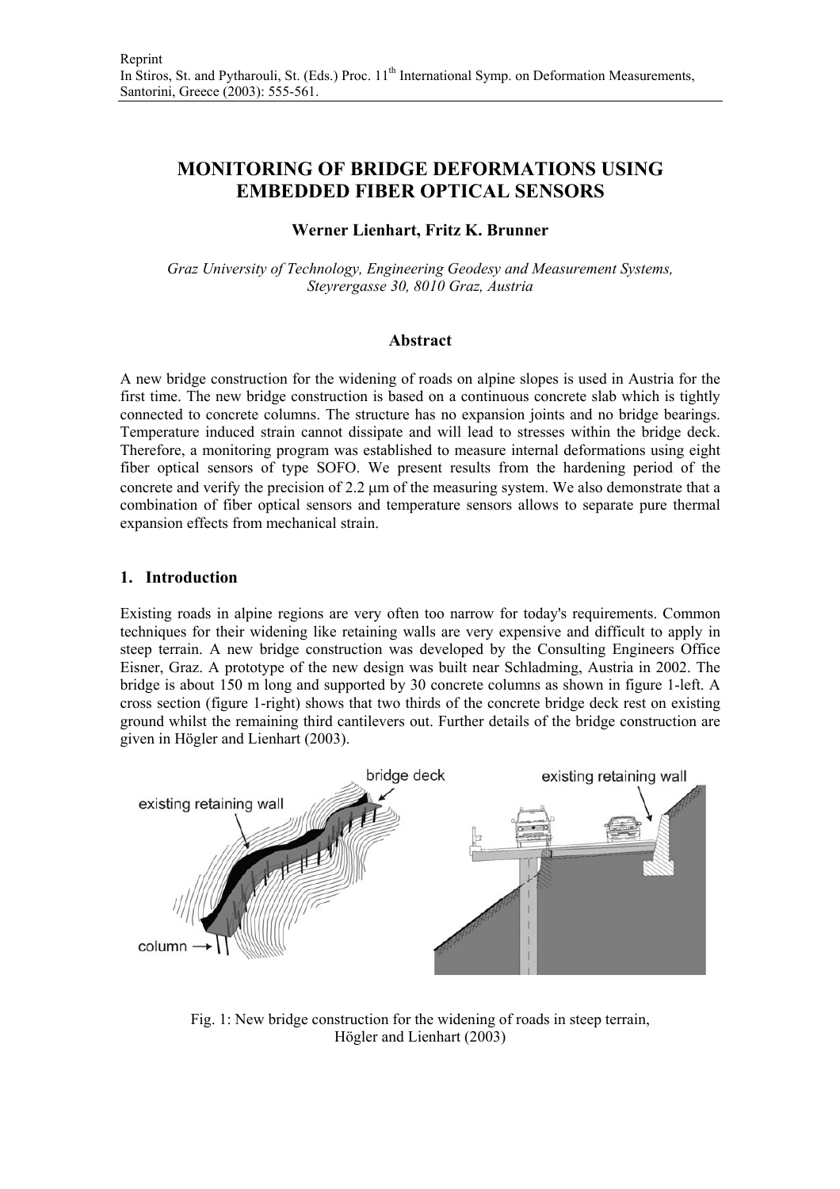Reprint
In Stiros, St. and Pytharouli, St. (Eds.) Proc. 11th International Symp. on Deformation Measurements, Santorini, Greece (2003): 555-561.

# MONITORING OF BRIDGE DEFORMATIONS USING EMBEDDED FIBER OPTICAL SENSORS

**Werner Lienhart, Fritz K. Brunner**

*Graz University of Technology, Engineering Geodesy and Measurement Systems, Steyrergasse 30, 8010 Graz, Austria*

## Abstract

A new bridge construction for the widening of roads on alpine slopes is used in Austria for the first time. The new bridge construction is based on a continuous concrete slab which is tightly connected to concrete columns. The structure has no expansion joints and no bridge bearings. Temperature induced strain cannot dissipate and will lead to stresses within the bridge deck. Therefore, a monitoring program was established to measure internal deformations using eight fiber optical sensors of type SOFO. We present results from the hardening period of the concrete and verify the precision of 2.2 μm of the measuring system. We also demonstrate that a combination of fiber optical sensors and temperature sensors allows to separate pure thermal expansion effects from mechanical strain.

## 1. Introduction

Existing roads in alpine regions are very often too narrow for today's requirements. Common techniques for their widening like retaining walls are very expensive and difficult to apply in steep terrain. A new bridge construction was developed by the Consulting Engineers Office Eisner, Graz. A prototype of the new design was built near Schladming, Austria in 2002. The bridge is about 150 m long and supported by 30 concrete columns as shown in figure 1-left. A cross section (figure 1-right) shows that two thirds of the concrete bridge deck rest on existing ground whilst the remaining third cantilevers out. Further details of the bridge construction are given in Högler and Lienhart (2003).

Fig. 1: New bridge construction for the widening of roads in steep terrain, Högler and Lienhart (2003)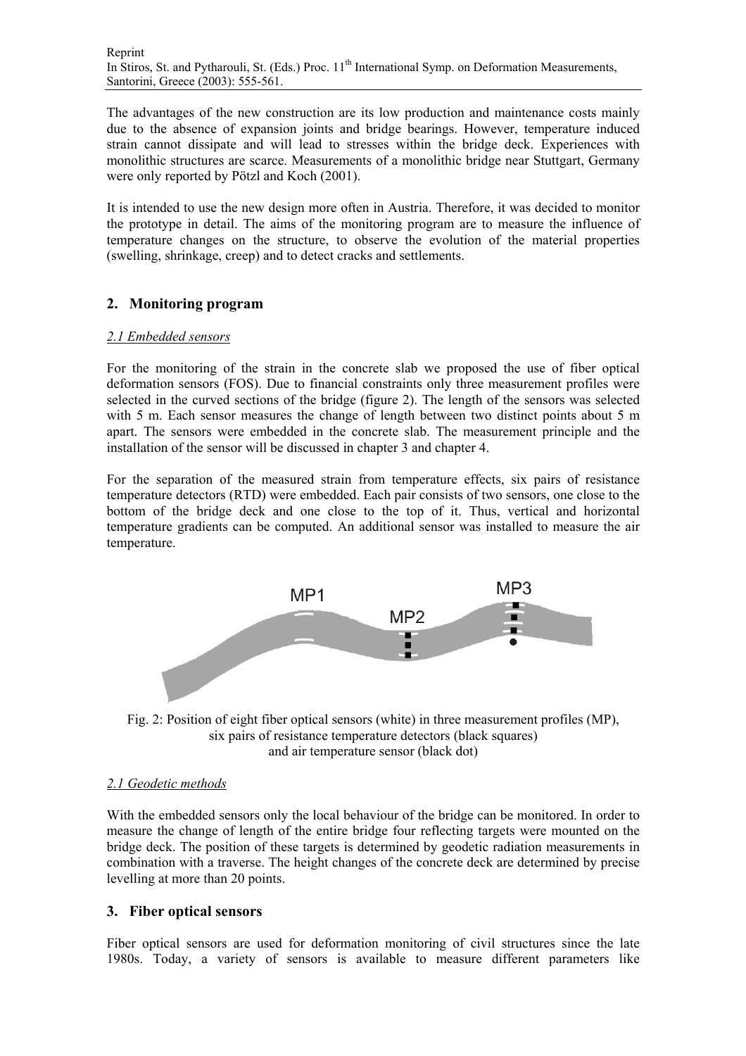The advantages of the new construction are its low production and maintenance costs mainly due to the absence of expansion joints and bridge bearings. However, temperature induced strain cannot dissipate and will lead to stresses within the bridge deck. Experiences with monolithic structures are scarce. Measurements of a monolithic bridge near Stuttgart, Germany were only reported by Pötzl and Koch (2001).

It is intended to use the new design more often in Austria. Therefore, it was decided to monitor the prototype in detail. The aims of the monitoring program are to measure the influence of temperature changes on the structure, to observe the evolution of the material properties (swelling, shrinkage, creep) and to detect cracks and settlements.

## 2. Monitoring program

### *2.1 Embedded sensors*

For the monitoring of the strain in the concrete slab we proposed the use of fiber optical deformation sensors (FOS). Due to financial constraints only three measurement profiles were selected in the curved sections of the bridge (figure 2). The length of the sensors was selected with 5 m. Each sensor measures the change of length between two distinct points about 5 m apart. The sensors were embedded in the concrete slab. The measurement principle and the installation of the sensor will be discussed in chapter 3 and chapter 4.

For the separation of the measured strain from temperature effects, six pairs of resistance temperature detectors (RTD) were embedded. Each pair consists of two sensors, one close to the bottom of the bridge deck and one close to the top of it. Thus, vertical and horizontal temperature gradients can be computed. An additional sensor was installed to measure the air temperature.

MP1 MP2 MP3

Fig. 2: Position of eight fiber optical sensors (white) in three measurement profiles (MP), six pairs of resistance temperature detectors (black squares) and air temperature sensor (black dot)

### *2.1 Geodetic methods*

With the embedded sensors only the local behaviour of the bridge can be monitored. In order to measure the change of length of the entire bridge four reflecting targets were mounted on the bridge deck. The position of these targets is determined by geodetic radiation measurements in combination with a traverse. The height changes of the concrete deck are determined by precise levelling at more than 20 points.

## 3. Fiber optical sensors

Fiber optical sensors are used for deformation monitoring of civil structures since the late 1980s. Today, a variety of sensors is available to measure different parameters like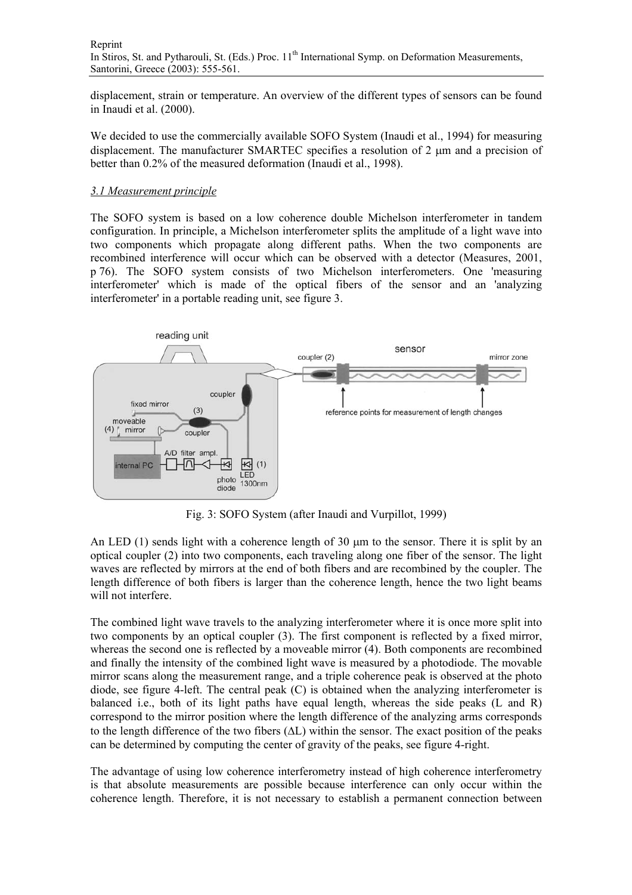displacement, strain or temperature. An overview of the different types of sensors can be found in Inaudi et al. (2000).

We decided to use the commercially available SOFO System (Inaudi et al., 1994) for measuring displacement. The manufacturer SMARTEC specifies a resolution of 2 μm and a precision of better than 0.2% of the measured deformation (Inaudi et al., 1998).

### *3.1 Measurement principle*

The SOFO system is based on a low coherence double Michelson interferometer in tandem configuration. In principle, a Michelson interferometer splits the amplitude of a light wave into two components which propagate along different paths. When the two components are recombined interference will occur which can be observed with a detector (Measures, 2001, p 76). The SOFO system consists of two Michelson interferometers. One 'measuring interferometer' which is made of the optical fibers of the sensor and an 'analyzing interferometer' in a portable reading unit, see figure 3.

Fig. 3: SOFO System (after Inaudi and Vurpillot, 1999)

An LED (1) sends light with a coherence length of 30 μm to the sensor. There it is split by an optical coupler (2) into two components, each traveling along one fiber of the sensor. The light waves are reflected by mirrors at the end of both fibers and are recombined by the coupler. The length difference of both fibers is larger than the coherence length, hence the two light beams will not interfere.

The combined light wave travels to the analyzing interferometer where it is once more split into two components by an optical coupler (3). The first component is reflected by a fixed mirror, whereas the second one is reflected by a moveable mirror (4). Both components are recombined and finally the intensity of the combined light wave is measured by a photodiode. The movable mirror scans along the measurement range, and a triple coherence peak is observed at the photo diode, see figure 4-left. The central peak (C) is obtained when the analyzing interferometer is balanced i.e., both of its light paths have equal length, whereas the side peaks (L and R) correspond to the mirror position where the length difference of the analyzing arms corresponds to the length difference of the two fibers ($\Delta L$) within the sensor. The exact position of the peaks can be determined by computing the center of gravity of the peaks, see figure 4-right.

The advantage of using low coherence interferometry instead of high coherence interferometry is that absolute measurements are possible because interference can only occur within the coherence length. Therefore, it is not necessary to establish a permanent connection between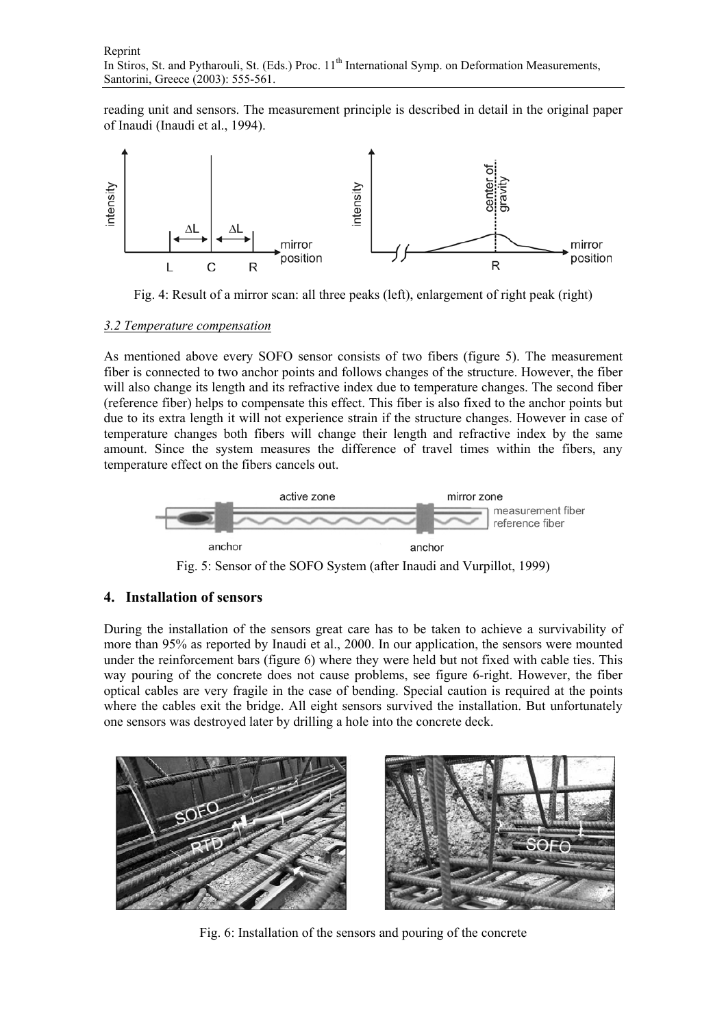reading unit and sensors. The measurement principle is described in detail in the original paper of Inaudi (Inaudi et al., 1994).

Fig. 4: Result of a mirror scan: all three peaks (left), enlargement of right peak (right)

### *3.2 Temperature compensation*

As mentioned above every SOFO sensor consists of two fibers (figure 5). The measurement fiber is connected to two anchor points and follows changes of the structure. However, the fiber will also change its length and its refractive index due to temperature changes. The second fiber (reference fiber) helps to compensate this effect. This fiber is also fixed to the anchor points but due to its extra length it will not experience strain if the structure changes. However in case of temperature changes both fibers will change their length and refractive index by the same amount. Since the system measures the difference of travel times within the fibers, any temperature effect on the fibers cancels out.

Fig. 5: Sensor of the SOFO System (after Inaudi and Vurpillot, 1999)

## 4. Installation of sensors

During the installation of the sensors great care has to be taken to achieve a survivability of more than 95% as reported by Inaudi et al., 2000. In our application, the sensors were mounted under the reinforcement bars (figure 6) where they were held but not fixed with cable ties. This way pouring of the concrete does not cause problems, see figure 6-right. However, the fiber optical cables are very fragile in the case of bending. Special caution is required at the points where the cables exit the bridge. All eight sensors survived the installation. But unfortunately one sensors was destroyed later by drilling a hole into the concrete deck.

Fig. 6: Installation of the sensors and pouring of the concrete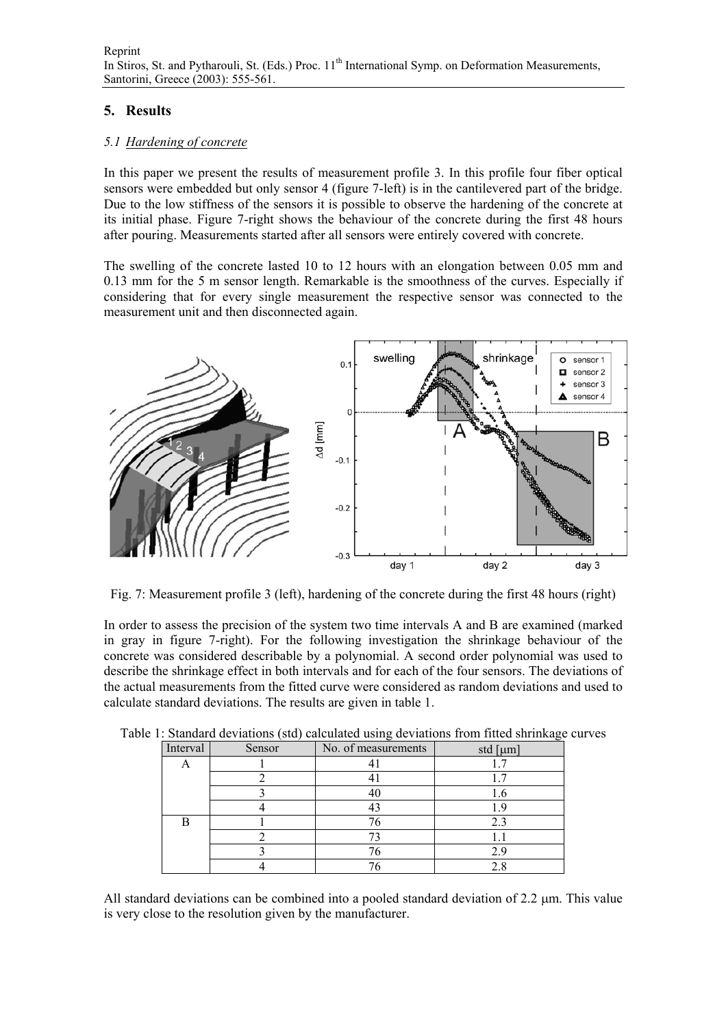## 5. Results

### 5.1 *Hardening of concrete*

In this paper we present the results of measurement profile 3. In this profile four fiber optical sensors were embedded but only sensor 4 (figure 7-left) is in the cantilevered part of the bridge. Due to the low stiffness of the sensors it is possible to observe the hardening of the concrete at its initial phase. Figure 7-right shows the behaviour of the concrete during the first 48 hours after pouring. Measurements started after all sensors were entirely covered with concrete.

The swelling of the concrete lasted 10 to 12 hours with an elongation between 0.05 mm and 0.13 mm for the 5 m sensor length. Remarkable is the smoothness of the curves. Especially if considering that for every single measurement the respective sensor was connected to the measurement unit and then disconnected again.

Fig. 7: Measurement profile 3 (left), hardening of the concrete during the first 48 hours (right)

In order to assess the precision of the system two time intervals A and B are examined (marked in gray in figure 7-right). For the following investigation the shrinkage behaviour of the concrete was considered describable by a polynomial. A second order polynomial was used to describe the shrinkage effect in both intervals and for each of the four sensors. The deviations of the actual measurements from the fitted curve were considered as random deviations and used to calculate standard deviations. The results are given in table 1.

Table 1: Standard deviations (std) calculated using deviations from fitted shrinkage curves

| Interval | Sensor | No. of measurements | std [μm] |
|---|---|---|---|
| A | 1 | 41 | 1.7 |
| | 2 | 41 | 1.7 |
| | 3 | 40 | 1.6 |
| | 4 | 43 | 1.9 |
| B | 1 | 76 | 2.3 |
| | 2 | 73 | 1.1 |
| | 3 | 76 | 2.9 |
| | 4 | 76 | 2.8 |

All standard deviations can be combined into a pooled standard deviation of 2.2 μm. This value is very close to the resolution given by the manufacturer.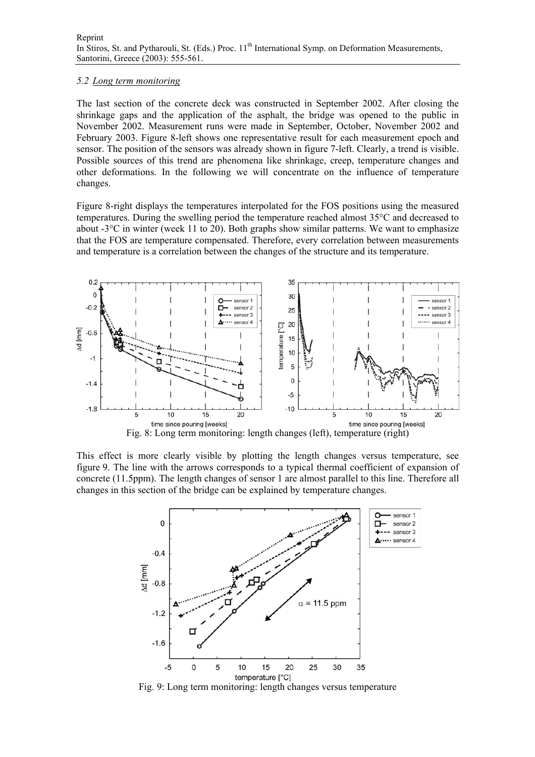### 5.2 Long term monitoring

The last section of the concrete deck was constructed in September 2002. After closing the shrinkage gaps and the application of the asphalt, the bridge was opened to the public in November 2002. Measurement runs were made in September, October, November 2002 and February 2003. Figure 8-left shows one representative result for each measurement epoch and sensor. The position of the sensors was already shown in figure 7-left. Clearly, a trend is visible. Possible sources of this trend are phenomena like shrinkage, creep, temperature changes and other deformations. In the following we will concentrate on the influence of temperature changes.

Figure 8-right displays the temperatures interpolated for the FOS positions using the measured temperatures. During the swelling period the temperature reached almost 35°C and decreased to about -3°C in winter (week 11 to 20). Both graphs show similar patterns. We want to emphasize that the FOS are temperature compensated. Therefore, every correlation between measurements and temperature is a correlation between the changes of the structure and its temperature.

Fig. 8: Long term monitoring: length changes (left), temperature (right)

This effect is more clearly visible by plotting the length changes versus temperature, see figure 9. The line with the arrows corresponds to a typical thermal coefficient of expansion of concrete (11.5ppm). The length changes of sensor 1 are almost parallel to this line. Therefore all changes in this section of the bridge can be explained by temperature changes.

Fig. 9: Long term monitoring: length changes versus temperature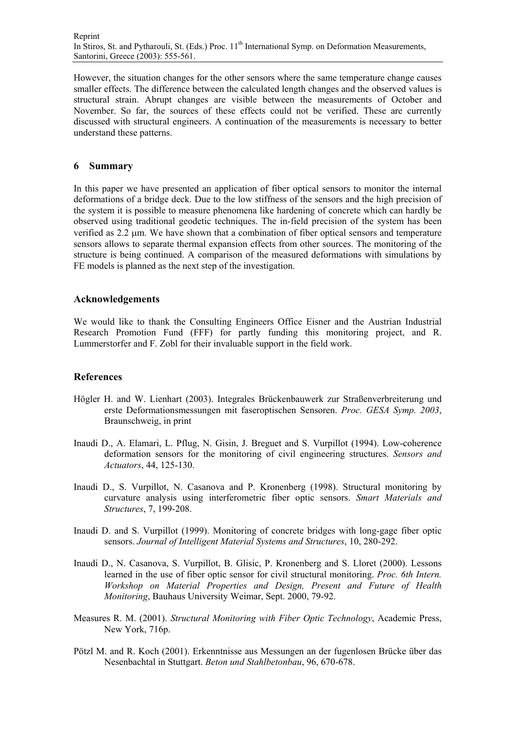However, the situation changes for the other sensors where the same temperature change causes smaller effects. The difference between the calculated length changes and the observed values is structural strain. Abrupt changes are visible between the measurements of October and November. So far, the sources of these effects could not be verified. These are currently discussed with structural engineers. A continuation of the measurements is necessary to better understand these patterns.

## 6 Summary

In this paper we have presented an application of fiber optical sensors to monitor the internal deformations of a bridge deck. Due to the low stiffness of the sensors and the high precision of the system it is possible to measure phenomena like hardening of concrete which can hardly be observed using traditional geodetic techniques. The in-field precision of the system has been verified as 2.2 µm. We have shown that a combination of fiber optical sensors and temperature sensors allows to separate thermal expansion effects from other sources. The monitoring of the structure is being continued. A comparison of the measured deformations with simulations by FE models is planned as the next step of the investigation.

## Acknowledgements

We would like to thank the Consulting Engineers Office Eisner and the Austrian Industrial Research Promotion Fund (FFF) for partly funding this monitoring project, and R. Lummerstorfer and F. Zobl for their invaluable support in the field work.

## References

Högler H. and W. Lienhart (2003). Integrales Brückenbauwerk zur Straßenverbreiterung und erste Deformationsmessungen mit faseroptischen Sensoren. *Proc. GESA Symp. 2003*, Braunschweig, in print

Inaudi D., A. Elamari, L. Pflug, N. Gisin, J. Breguet and S. Vurpillot (1994). Low-coherence deformation sensors for the monitoring of civil engineering structures. *Sensors and Actuators*, 44, 125-130.

Inaudi D., S. Vurpillot, N. Casanova and P. Kronenberg (1998). Structural monitoring by curvature analysis using interferometric fiber optic sensors. *Smart Materials and Structures*, 7, 199-208.

Inaudi D. and S. Vurpillot (1999). Monitoring of concrete bridges with long-gage fiber optic sensors. *Journal of Intelligent Material Systems and Structures*, 10, 280-292.

Inaudi D., N. Casanova, S. Vurpillot, B. Glisic, P. Kronenberg and S. Lloret (2000). Lessons learned in the use of fiber optic sensor for civil structural monitoring. *Proc. 6th Intern. Workshop on Material Properties and Design, Present and Future of Health Monitoring*, Bauhaus University Weimar, Sept. 2000, 79-92.

Measures R. M. (2001). *Structural Monitoring with Fiber Optic Technology*, Academic Press, New York, 716p.

Pötzl M. and R. Koch (2001). Erkenntnisse aus Messungen an der fugenlosen Brücke über das Nesenbachtal in Stuttgart. *Beton und Stahlbetonbau*, 96, 670-678.